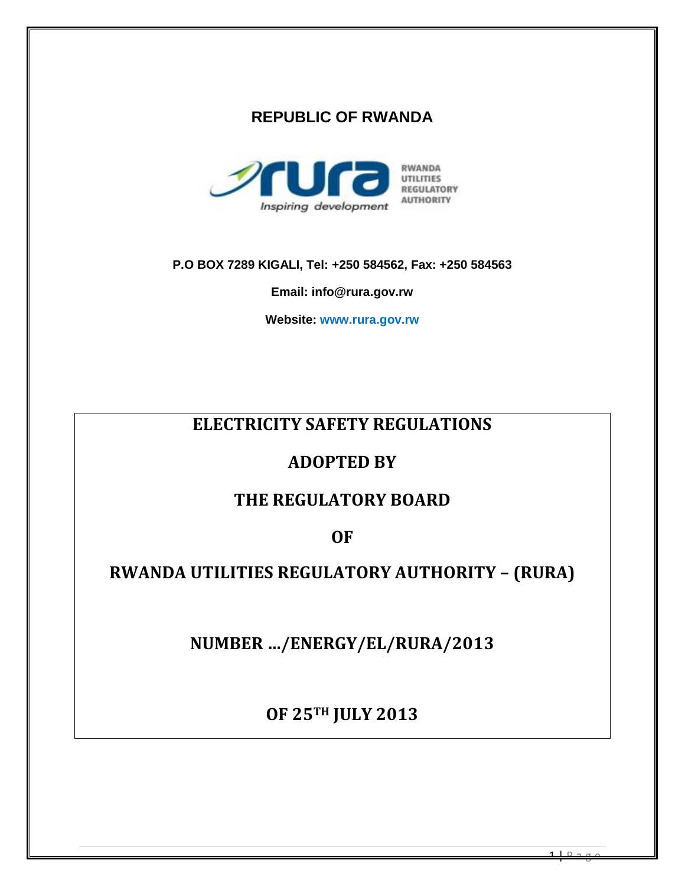**REPUBLIC OF RWANDA**

RWANDA UTILITIES REGULATORY AUTHORITY

*Inspiring development*

**P.O BOX 7289 KIGALI, Tel: +250 584562, Fax: +250 584563**

**Email: info@rura.gov.rw**

**Website: www.rura.gov.rw**

# ELECTRICITY SAFETY REGULATIONS

# ADOPTED BY

# THE REGULATORY BOARD

# OF

# RWANDA UTILITIES REGULATORY AUTHORITY – (RURA)

# NUMBER …/ENERGY/EL/RURA/2013

# OF 25TH JULY 2013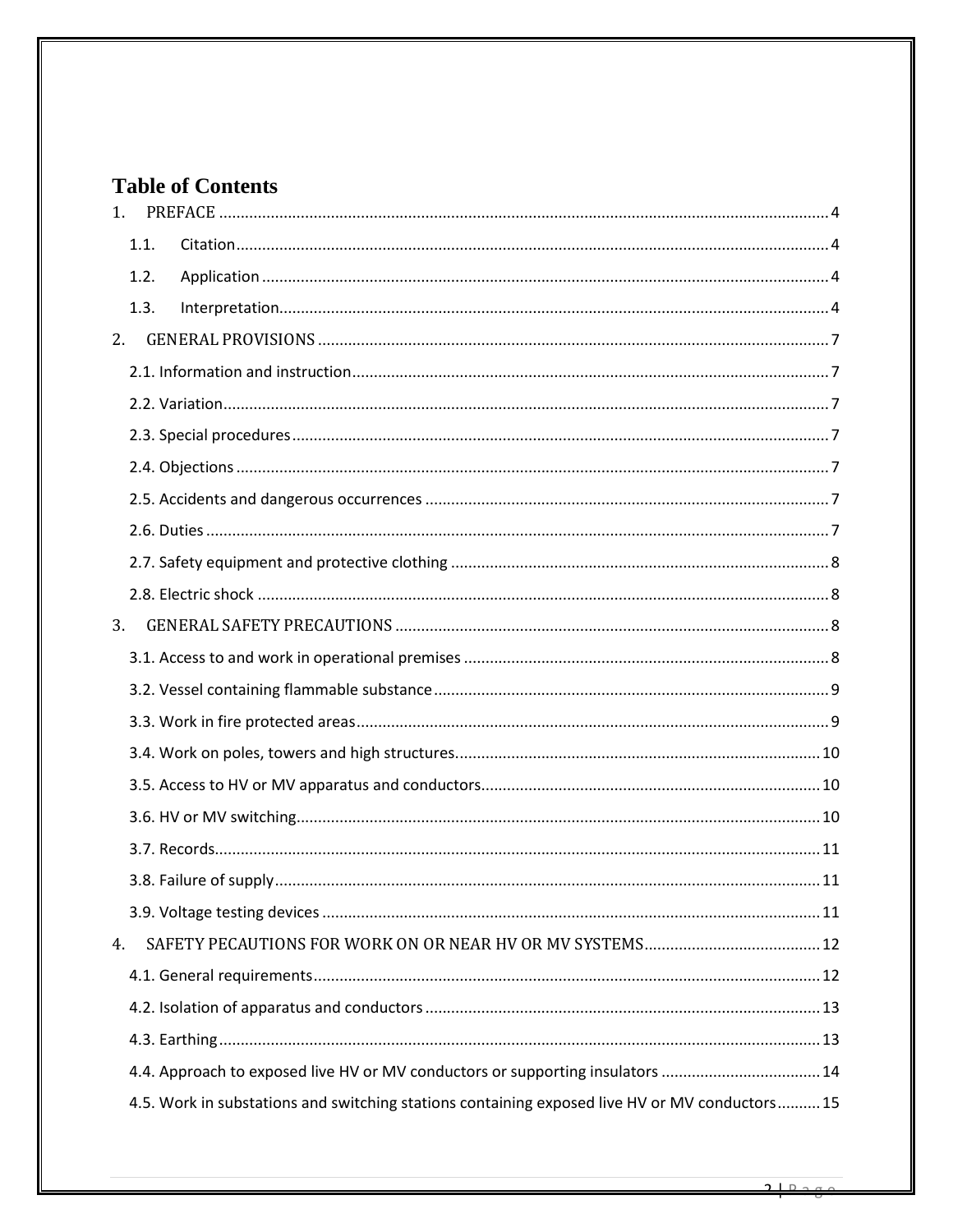# Table of Contents

1. PREFACE ..... 4
   - 1.1. Citation ..... 4
   - 1.2. Application ..... 4
   - 1.3. Interpretation ..... 4
2. GENERAL PROVISIONS ..... 7
   - 2.1. Information and instruction ..... 7
   - 2.2. Variation ..... 7
   - 2.3. Special procedures ..... 7
   - 2.4. Objections ..... 7
   - 2.5. Accidents and dangerous occurrences ..... 7
   - 2.6. Duties ..... 7
   - 2.7. Safety equipment and protective clothing ..... 8
   - 2.8. Electric shock ..... 8
3. GENERAL SAFETY PRECAUTIONS ..... 8
   - 3.1. Access to and work in operational premises ..... 8
   - 3.2. Vessel containing flammable substance ..... 9
   - 3.3. Work in fire protected areas ..... 9
   - 3.4. Work on poles, towers and high structures. ..... 10
   - 3.5. Access to HV or MV apparatus and conductors. ..... 10
   - 3.6. HV or MV switching ..... 10
   - 3.7. Records ..... 11
   - 3.8. Failure of supply ..... 11
   - 3.9. Voltage testing devices ..... 11
4. SAFETY PECAUTIONS FOR WORK ON OR NEAR HV OR MV SYSTEMS ..... 12
   - 4.1. General requirements ..... 12
   - 4.2. Isolation of apparatus and conductors ..... 13
   - 4.3. Earthing ..... 13
   - 4.4. Approach to exposed live HV or MV conductors or supporting insulators ..... 14
   - 4.5. Work in substations and switching stations containing exposed live HV or MV conductors ..... 15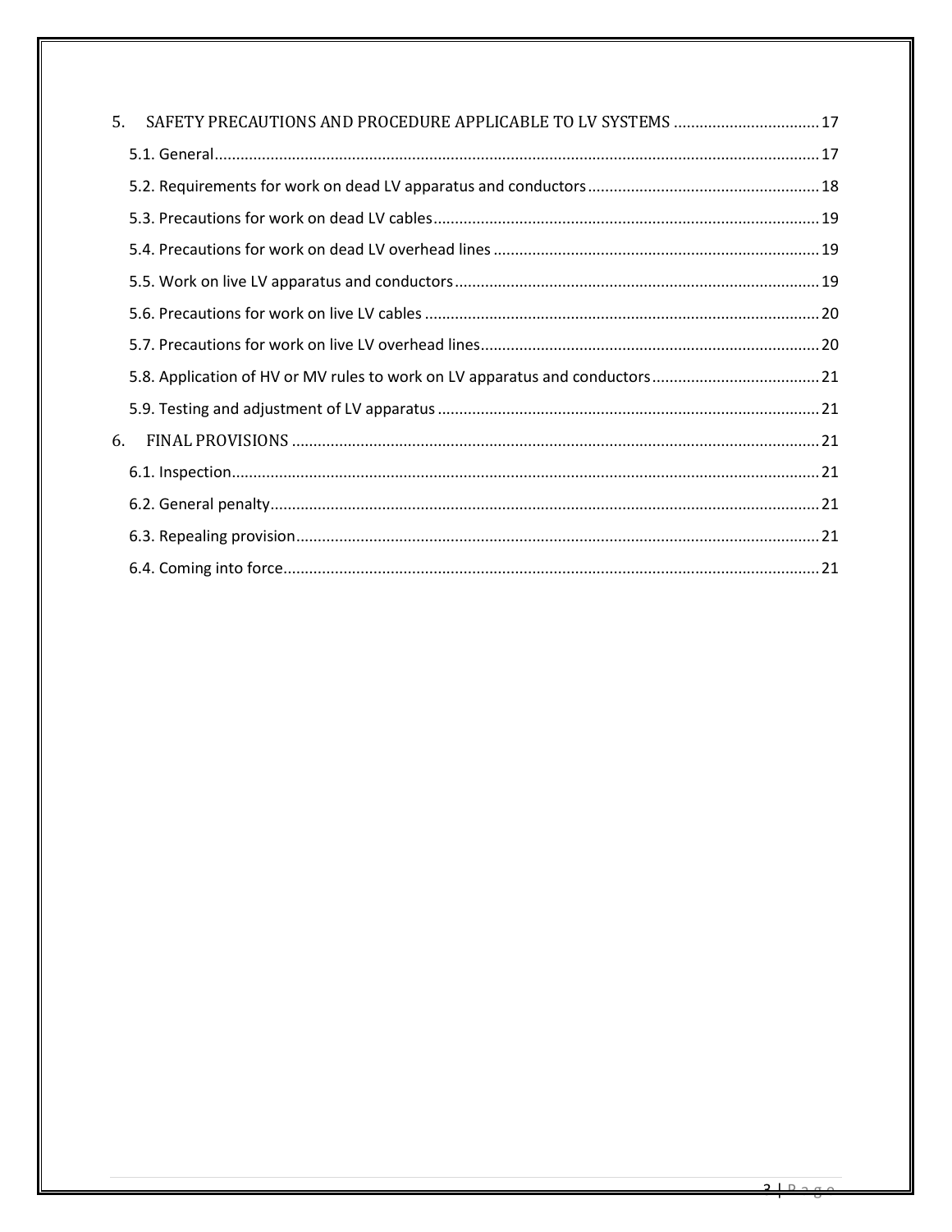5. SAFETY PRECAUTIONS AND PROCEDURE APPLICABLE TO LV SYSTEMS .................................. 17

5.1. General ........................................................................................................................................ 17

5.2. Requirements for work on dead LV apparatus and conductors ..................................................... 18

5.3. Precautions for work on dead LV cables ........................................................................................ 19

5.4. Precautions for work on dead LV overhead lines .......................................................................... 19

5.5. Work on live LV apparatus and conductors ................................................................................... 19

5.6. Precautions for work on live LV cables .......................................................................................... 20

5.7. Precautions for work on live LV overhead lines ............................................................................. 20

5.8. Application of HV or MV rules to work on LV apparatus and conductors ...................................... 21

5.9. Testing and adjustment of LV apparatus ....................................................................................... 21

6. FINAL PROVISIONS ........................................................................................................................ 21

6.1. Inspection ...................................................................................................................................... 21

6.2. General penalty .............................................................................................................................. 21

6.3. Repealing provision ........................................................................................................................ 21

6.4. Coming into force ........................................................................................................................... 21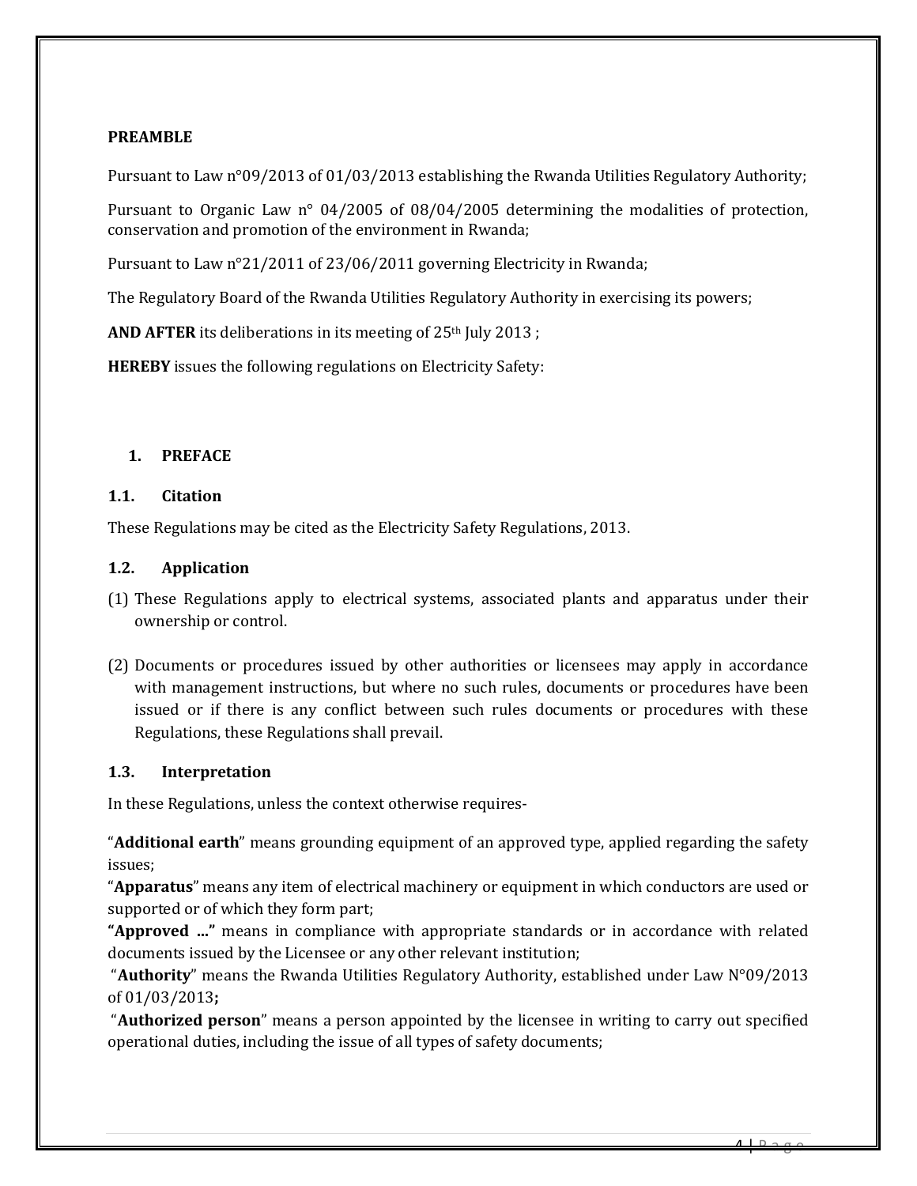**PREAMBLE**

Pursuant to Law n°09/2013 of 01/03/2013 establishing the Rwanda Utilities Regulatory Authority;

Pursuant to Organic Law n° 04/2005 of 08/04/2005 determining the modalities of protection, conservation and promotion of the environment in Rwanda;

Pursuant to Law n°21/2011 of 23/06/2011 governing Electricity in Rwanda;

The Regulatory Board of the Rwanda Utilities Regulatory Authority in exercising its powers;

**AND AFTER** its deliberations in its meeting of 25th July 2013 ;

**HEREBY** issues the following regulations on Electricity Safety:

## 1. PREFACE

### 1.1. Citation

These Regulations may be cited as the Electricity Safety Regulations, 2013.

### 1.2. Application

(1) These Regulations apply to electrical systems, associated plants and apparatus under their ownership or control.

(2) Documents or procedures issued by other authorities or licensees may apply in accordance with management instructions, but where no such rules, documents or procedures have been issued or if there is any conflict between such rules documents or procedures with these Regulations, these Regulations shall prevail.

### 1.3. Interpretation

In these Regulations, unless the context otherwise requires-

"**Additional earth**" means grounding equipment of an approved type, applied regarding the safety issues;

"**Apparatus**" means any item of electrical machinery or equipment in which conductors are used or supported or of which they form part;

**"Approved …"** means in compliance with appropriate standards or in accordance with related documents issued by the Licensee or any other relevant institution;

"**Authority**" means the Rwanda Utilities Regulatory Authority, established under Law N°09/2013 of 01/03/2013**;**

"**Authorized person**" means a person appointed by the licensee in writing to carry out specified operational duties, including the issue of all types of safety documents;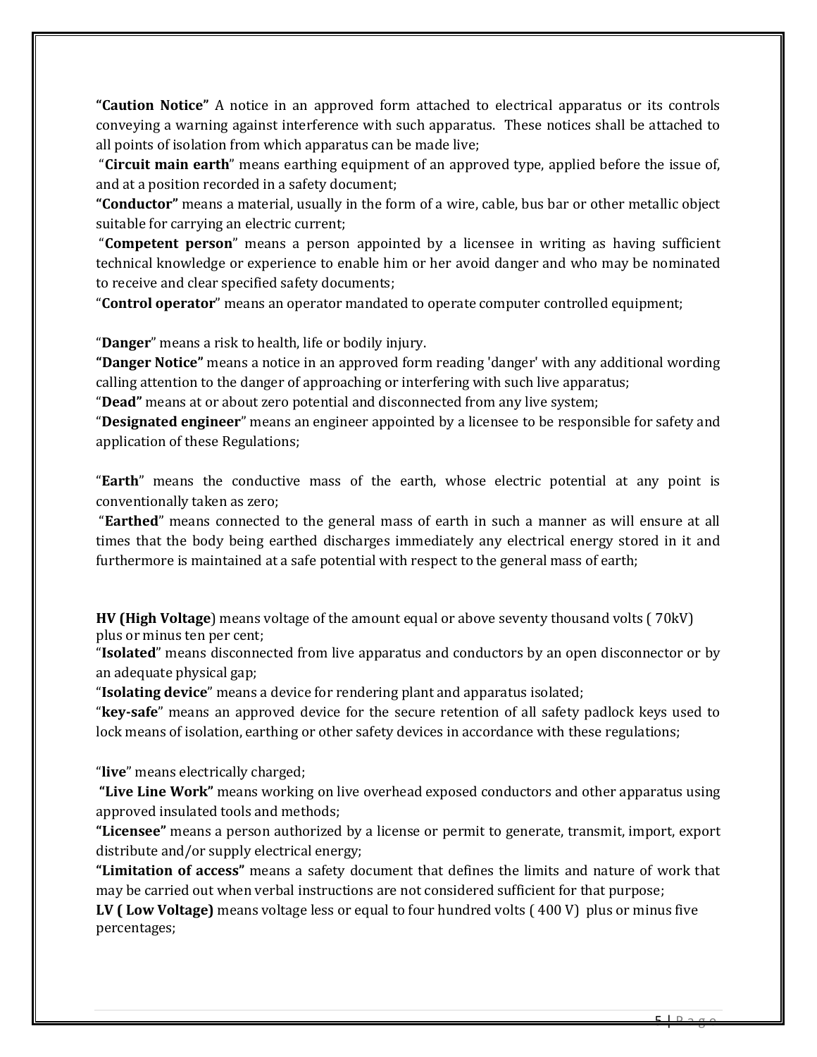**“Caution Notice”** A notice in an approved form attached to electrical apparatus or its controls conveying a warning against interference with such apparatus. These notices shall be attached to all points of isolation from which apparatus can be made live;

“**Circuit main earth**” means earthing equipment of an approved type, applied before the issue of, and at a position recorded in a safety document;

**“Conductor”** means a material, usually in the form of a wire, cable, bus bar or other metallic object suitable for carrying an electric current;

“**Competent person**” means a person appointed by a licensee in writing as having sufficient technical knowledge or experience to enable him or her avoid danger and who may be nominated to receive and clear specified safety documents;

“**Control operator**” means an operator mandated to operate computer controlled equipment;

“**Danger**” means a risk to health, life or bodily injury.

**“Danger Notice”** means a notice in an approved form reading 'danger' with any additional wording calling attention to the danger of approaching or interfering with such live apparatus;

“**Dead”** means at or about zero potential and disconnected from any live system;

“**Designated engineer**” means an engineer appointed by a licensee to be responsible for safety and application of these Regulations;

“**Earth**” means the conductive mass of the earth, whose electric potential at any point is conventionally taken as zero;

“**Earthed**” means connected to the general mass of earth in such a manner as will ensure at all times that the body being earthed discharges immediately any electrical energy stored in it and furthermore is maintained at a safe potential with respect to the general mass of earth;

**HV (High Voltage**) means voltage of the amount equal or above seventy thousand volts ( 70kV) plus or minus ten per cent;

“**Isolated**” means disconnected from live apparatus and conductors by an open disconnector or by an adequate physical gap;

“**Isolating device**” means a device for rendering plant and apparatus isolated;

“**key-safe**” means an approved device for the secure retention of all safety padlock keys used to lock means of isolation, earthing or other safety devices in accordance with these regulations;

“**live**” means electrically charged;

**“Live Line Work”** means working on live overhead exposed conductors and other apparatus using approved insulated tools and methods;

**“Licensee”** means a person authorized by a license or permit to generate, transmit, import, export distribute and/or supply electrical energy;

**“Limitation of access”** means a safety document that defines the limits and nature of work that may be carried out when verbal instructions are not considered sufficient for that purpose;

**LV ( Low Voltage)** means voltage less or equal to four hundred volts ( 400 V) plus or minus five percentages;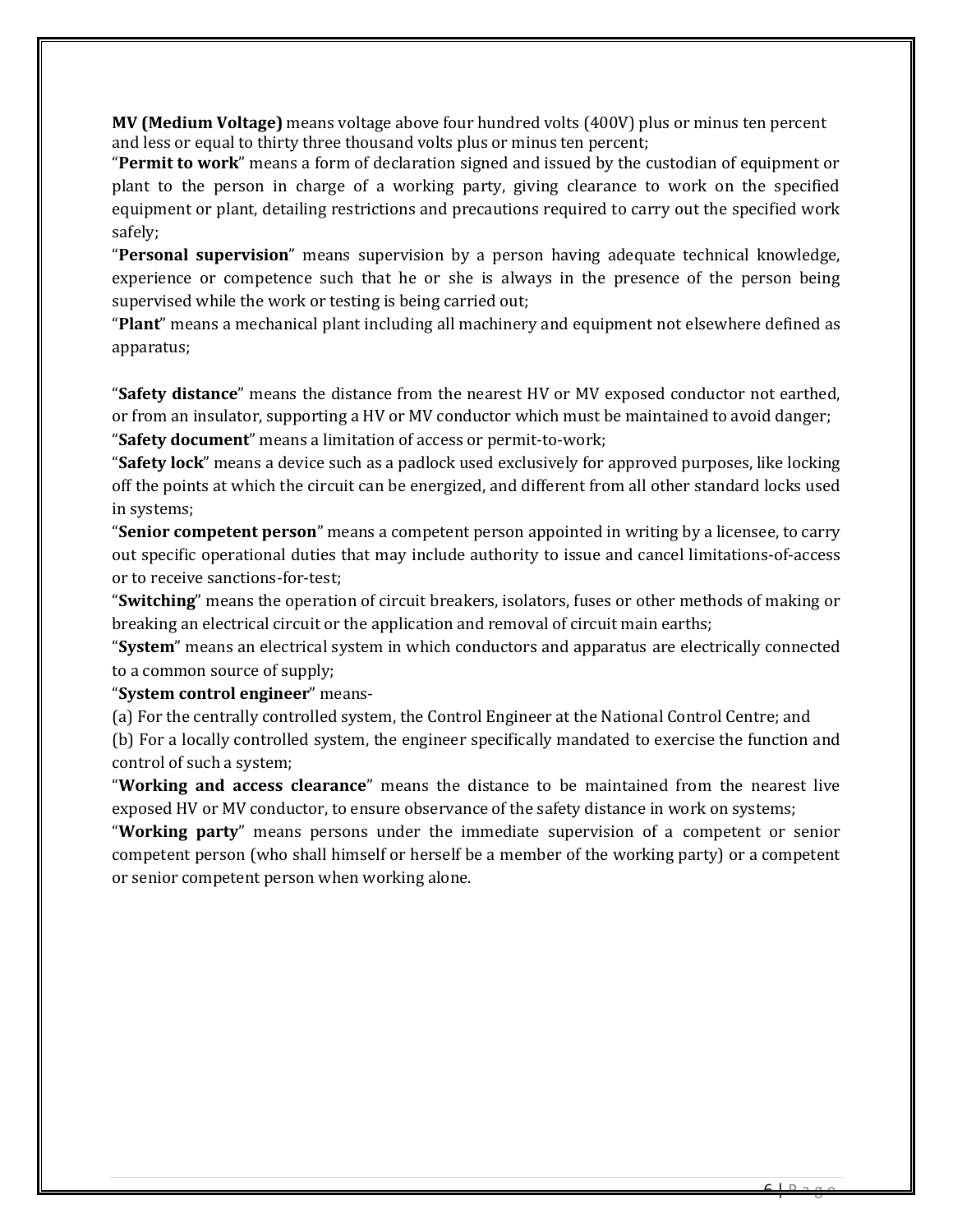**MV (Medium Voltage)** means voltage above four hundred volts (400V) plus or minus ten percent and less or equal to thirty three thousand volts plus or minus ten percent;

"**Permit to work**" means a form of declaration signed and issued by the custodian of equipment or plant to the person in charge of a working party, giving clearance to work on the specified equipment or plant, detailing restrictions and precautions required to carry out the specified work safely;

"**Personal supervision**" means supervision by a person having adequate technical knowledge, experience or competence such that he or she is always in the presence of the person being supervised while the work or testing is being carried out;

"**Plant**" means a mechanical plant including all machinery and equipment not elsewhere defined as apparatus;

"**Safety distance**" means the distance from the nearest HV or MV exposed conductor not earthed, or from an insulator, supporting a HV or MV conductor which must be maintained to avoid danger;

"**Safety document**" means a limitation of access or permit-to-work;

"**Safety lock**" means a device such as a padlock used exclusively for approved purposes, like locking off the points at which the circuit can be energized, and different from all other standard locks used in systems;

"**Senior competent person**" means a competent person appointed in writing by a licensee, to carry out specific operational duties that may include authority to issue and cancel limitations-of-access or to receive sanctions-for-test;

"**Switching**" means the operation of circuit breakers, isolators, fuses or other methods of making or breaking an electrical circuit or the application and removal of circuit main earths;

"**System**" means an electrical system in which conductors and apparatus are electrically connected to a common source of supply;

"**System control engineer**" means-

(a) For the centrally controlled system, the Control Engineer at the National Control Centre; and

(b) For a locally controlled system, the engineer specifically mandated to exercise the function and control of such a system;

"**Working and access clearance**" means the distance to be maintained from the nearest live exposed HV or MV conductor, to ensure observance of the safety distance in work on systems;

"**Working party**" means persons under the immediate supervision of a competent or senior competent person (who shall himself or herself be a member of the working party) or a competent or senior competent person when working alone.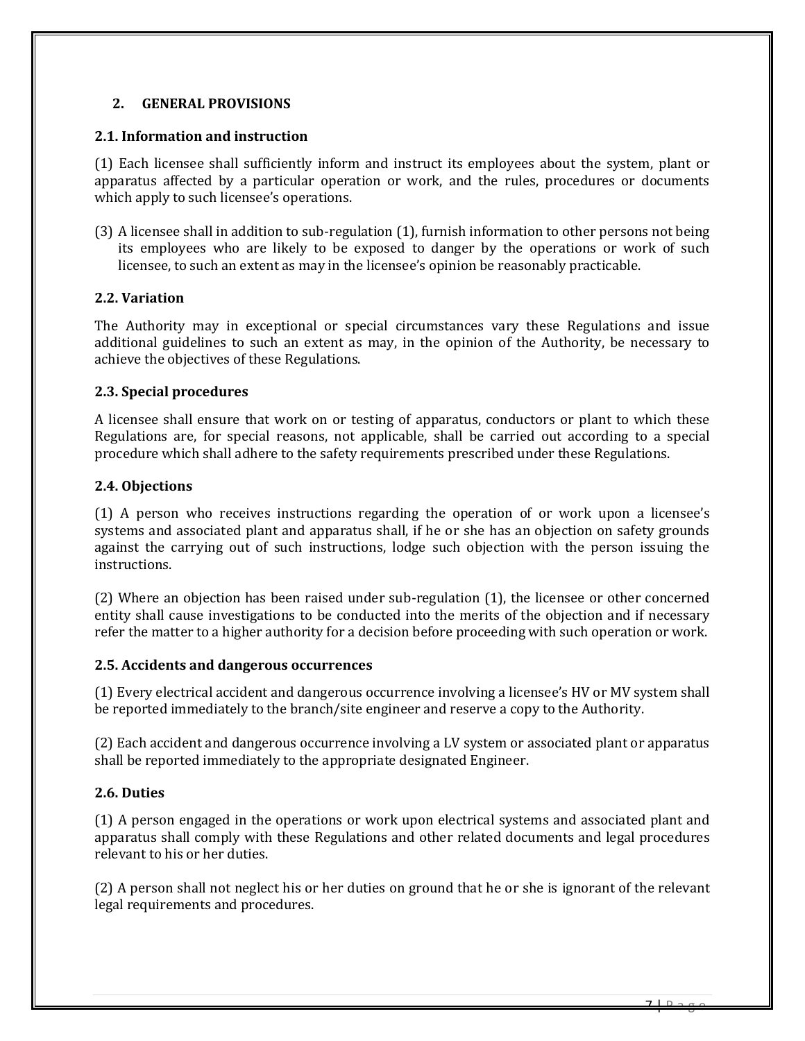## 2. GENERAL PROVISIONS

### 2.1. Information and instruction

(1) Each licensee shall sufficiently inform and instruct its employees about the system, plant or apparatus affected by a particular operation or work, and the rules, procedures or documents which apply to such licensee's operations.

(3) A licensee shall in addition to sub-regulation (1), furnish information to other persons not being its employees who are likely to be exposed to danger by the operations or work of such licensee, to such an extent as may in the licensee's opinion be reasonably practicable.

### 2.2. Variation

The Authority may in exceptional or special circumstances vary these Regulations and issue additional guidelines to such an extent as may, in the opinion of the Authority, be necessary to achieve the objectives of these Regulations.

### 2.3. Special procedures

A licensee shall ensure that work on or testing of apparatus, conductors or plant to which these Regulations are, for special reasons, not applicable, shall be carried out according to a special procedure which shall adhere to the safety requirements prescribed under these Regulations.

### 2.4. Objections

(1) A person who receives instructions regarding the operation of or work upon a licensee's systems and associated plant and apparatus shall, if he or she has an objection on safety grounds against the carrying out of such instructions, lodge such objection with the person issuing the instructions.

(2) Where an objection has been raised under sub-regulation (1), the licensee or other concerned entity shall cause investigations to be conducted into the merits of the objection and if necessary refer the matter to a higher authority for a decision before proceeding with such operation or work.

### 2.5. Accidents and dangerous occurrences

(1) Every electrical accident and dangerous occurrence involving a licensee's HV or MV system shall be reported immediately to the branch/site engineer and reserve a copy to the Authority.

(2) Each accident and dangerous occurrence involving a LV system or associated plant or apparatus shall be reported immediately to the appropriate designated Engineer.

### 2.6. Duties

(1) A person engaged in the operations or work upon electrical systems and associated plant and apparatus shall comply with these Regulations and other related documents and legal procedures relevant to his or her duties.

(2) A person shall not neglect his or her duties on ground that he or she is ignorant of the relevant legal requirements and procedures.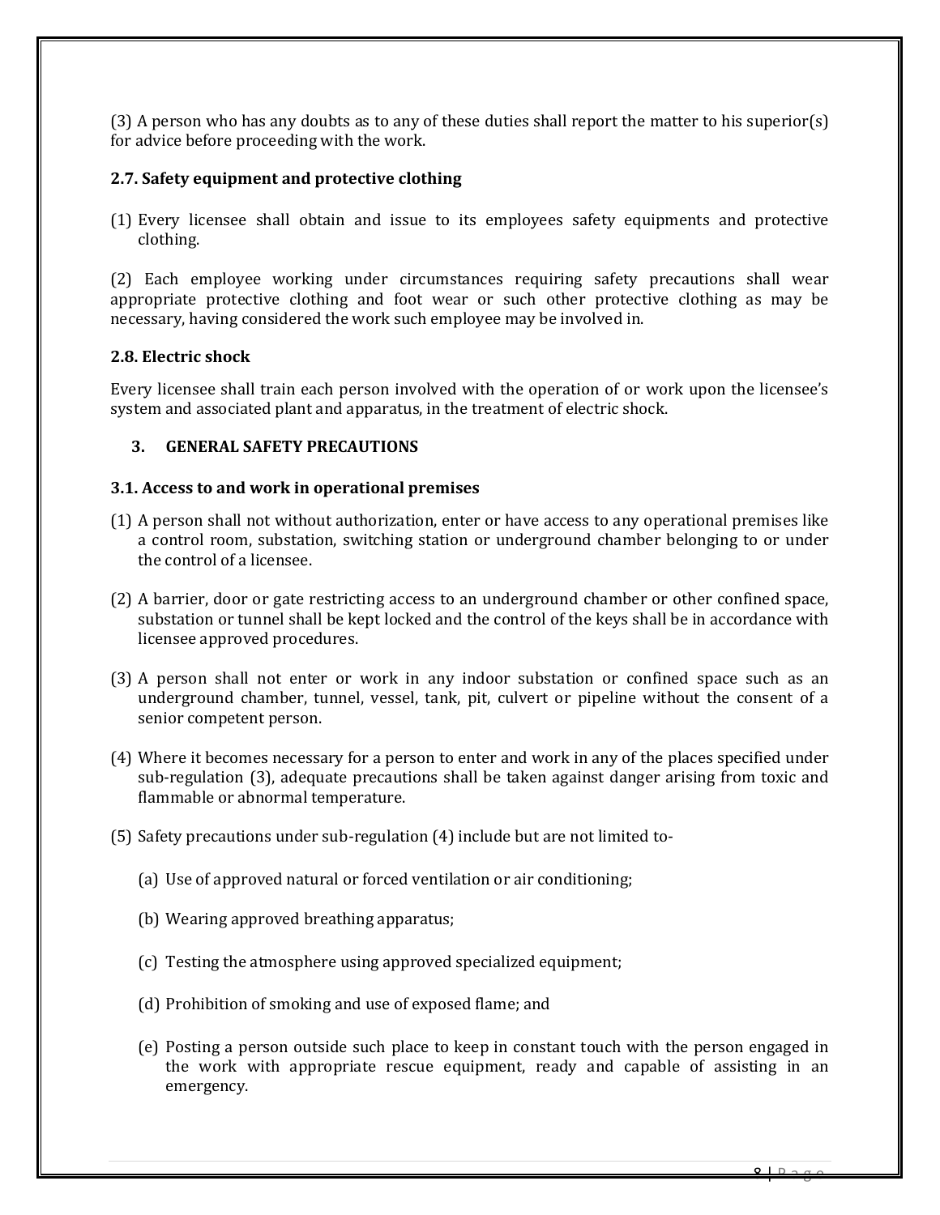(3) A person who has any doubts as to any of these duties shall report the matter to his superior(s) for advice before proceeding with the work.

### 2.7. Safety equipment and protective clothing

(1) Every licensee shall obtain and issue to its employees safety equipments and protective clothing.

(2) Each employee working under circumstances requiring safety precautions shall wear appropriate protective clothing and foot wear or such other protective clothing as may be necessary, having considered the work such employee may be involved in.

### 2.8. Electric shock

Every licensee shall train each person involved with the operation of or work upon the licensee's system and associated plant and apparatus, in the treatment of electric shock.

## 3. GENERAL SAFETY PRECAUTIONS

### 3.1. Access to and work in operational premises

(1) A person shall not without authorization, enter or have access to any operational premises like a control room, substation, switching station or underground chamber belonging to or under the control of a licensee.

(2) A barrier, door or gate restricting access to an underground chamber or other confined space, substation or tunnel shall be kept locked and the control of the keys shall be in accordance with licensee approved procedures.

(3) A person shall not enter or work in any indoor substation or confined space such as an underground chamber, tunnel, vessel, tank, pit, culvert or pipeline without the consent of a senior competent person.

(4) Where it becomes necessary for a person to enter and work in any of the places specified under sub-regulation (3), adequate precautions shall be taken against danger arising from toxic and flammable or abnormal temperature.

(5) Safety precautions under sub-regulation (4) include but are not limited to-

(a) Use of approved natural or forced ventilation or air conditioning;

(b) Wearing approved breathing apparatus;

(c) Testing the atmosphere using approved specialized equipment;

(d) Prohibition of smoking and use of exposed flame; and

(e) Posting a person outside such place to keep in constant touch with the person engaged in the work with appropriate rescue equipment, ready and capable of assisting in an emergency.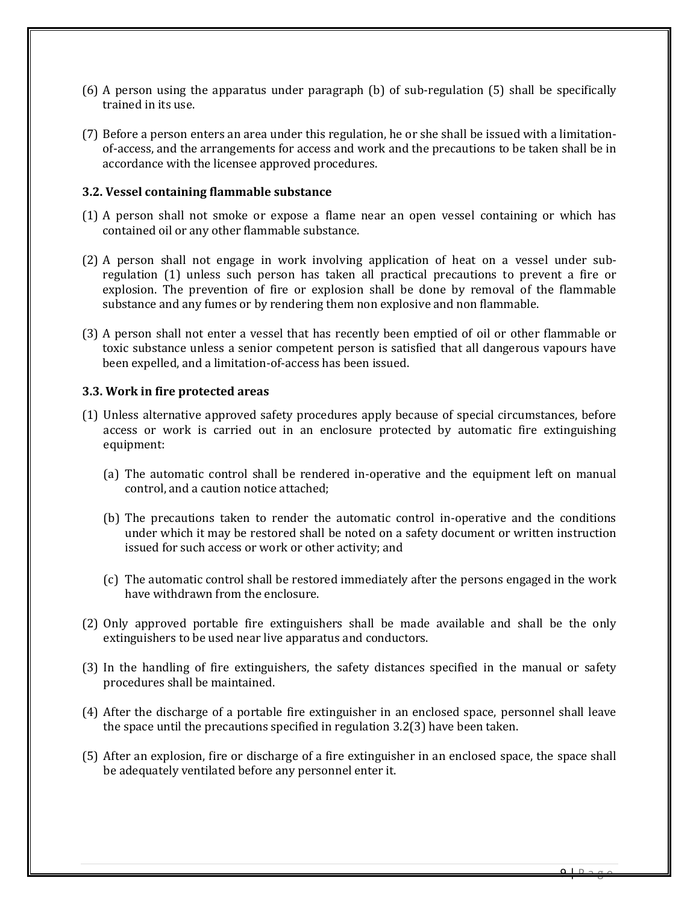(6) A person using the apparatus under paragraph (b) of sub-regulation (5) shall be specifically trained in its use.

(7) Before a person enters an area under this regulation, he or she shall be issued with a limitation-of-access, and the arrangements for access and work and the precautions to be taken shall be in accordance with the licensee approved procedures.

### 3.2. Vessel containing flammable substance

(1) A person shall not smoke or expose a flame near an open vessel containing or which has contained oil or any other flammable substance.

(2) A person shall not engage in work involving application of heat on a vessel under sub-regulation (1) unless such person has taken all practical precautions to prevent a fire or explosion. The prevention of fire or explosion shall be done by removal of the flammable substance and any fumes or by rendering them non explosive and non flammable.

(3) A person shall not enter a vessel that has recently been emptied of oil or other flammable or toxic substance unless a senior competent person is satisfied that all dangerous vapours have been expelled, and a limitation-of-access has been issued.

### 3.3. Work in fire protected areas

(1) Unless alternative approved safety procedures apply because of special circumstances, before access or work is carried out in an enclosure protected by automatic fire extinguishing equipment:

   (a) The automatic control shall be rendered in-operative and the equipment left on manual control, and a caution notice attached;

   (b) The precautions taken to render the automatic control in-operative and the conditions under which it may be restored shall be noted on a safety document or written instruction issued for such access or work or other activity; and

   (c) The automatic control shall be restored immediately after the persons engaged in the work have withdrawn from the enclosure.

(2) Only approved portable fire extinguishers shall be made available and shall be the only extinguishers to be used near live apparatus and conductors.

(3) In the handling of fire extinguishers, the safety distances specified in the manual or safety procedures shall be maintained.

(4) After the discharge of a portable fire extinguisher in an enclosed space, personnel shall leave the space until the precautions specified in regulation 3.2(3) have been taken.

(5) After an explosion, fire or discharge of a fire extinguisher in an enclosed space, the space shall be adequately ventilated before any personnel enter it.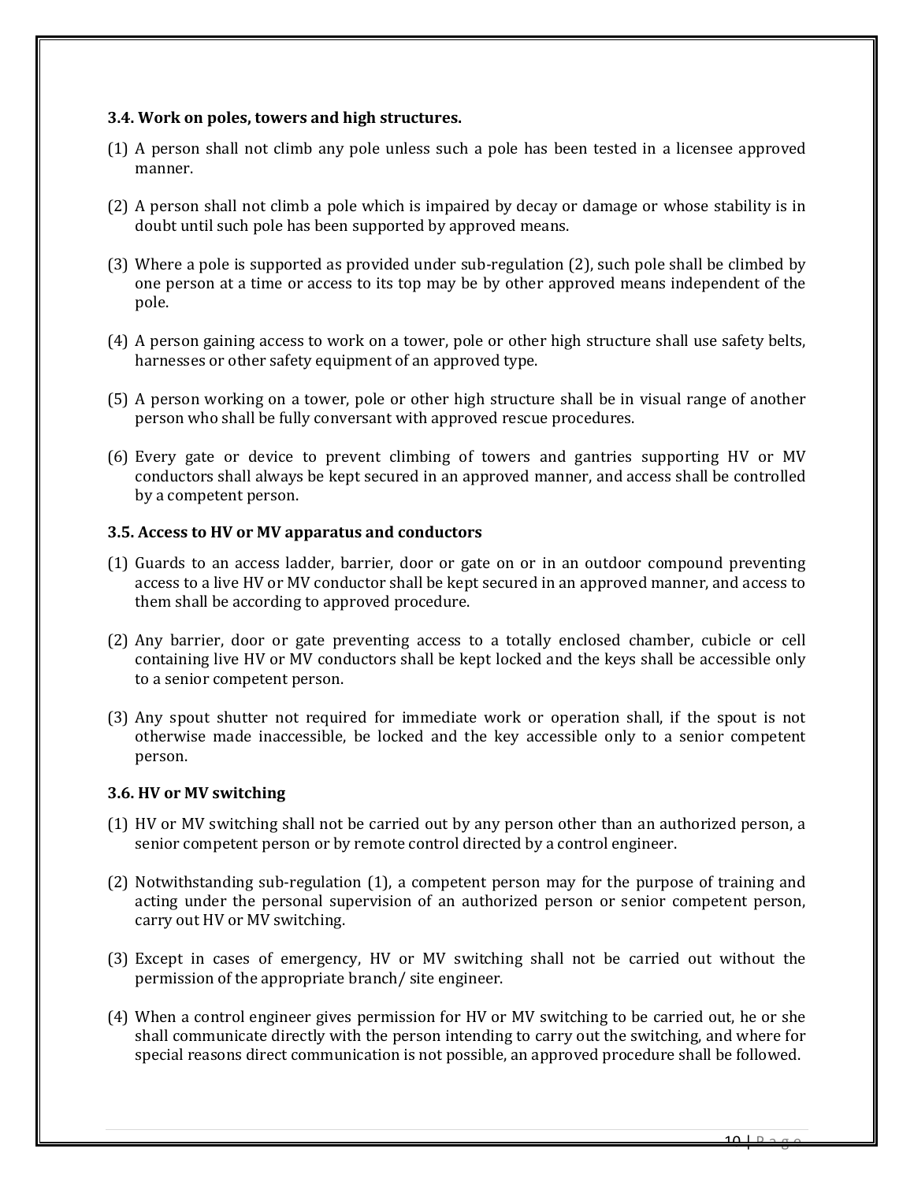### 3.4. Work on poles, towers and high structures.

(1) A person shall not climb any pole unless such a pole has been tested in a licensee approved manner.

(2) A person shall not climb a pole which is impaired by decay or damage or whose stability is in doubt until such pole has been supported by approved means.

(3) Where a pole is supported as provided under sub-regulation (2), such pole shall be climbed by one person at a time or access to its top may be by other approved means independent of the pole.

(4) A person gaining access to work on a tower, pole or other high structure shall use safety belts, harnesses or other safety equipment of an approved type.

(5) A person working on a tower, pole or other high structure shall be in visual range of another person who shall be fully conversant with approved rescue procedures.

(6) Every gate or device to prevent climbing of towers and gantries supporting HV or MV conductors shall always be kept secured in an approved manner, and access shall be controlled by a competent person.

### 3.5. Access to HV or MV apparatus and conductors

(1) Guards to an access ladder, barrier, door or gate on or in an outdoor compound preventing access to a live HV or MV conductor shall be kept secured in an approved manner, and access to them shall be according to approved procedure.

(2) Any barrier, door or gate preventing access to a totally enclosed chamber, cubicle or cell containing live HV or MV conductors shall be kept locked and the keys shall be accessible only to a senior competent person.

(3) Any spout shutter not required for immediate work or operation shall, if the spout is not otherwise made inaccessible, be locked and the key accessible only to a senior competent person.

### 3.6. HV or MV switching

(1) HV or MV switching shall not be carried out by any person other than an authorized person, a senior competent person or by remote control directed by a control engineer.

(2) Notwithstanding sub-regulation (1), a competent person may for the purpose of training and acting under the personal supervision of an authorized person or senior competent person, carry out HV or MV switching.

(3) Except in cases of emergency, HV or MV switching shall not be carried out without the permission of the appropriate branch/ site engineer.

(4) When a control engineer gives permission for HV or MV switching to be carried out, he or she shall communicate directly with the person intending to carry out the switching, and where for special reasons direct communication is not possible, an approved procedure shall be followed.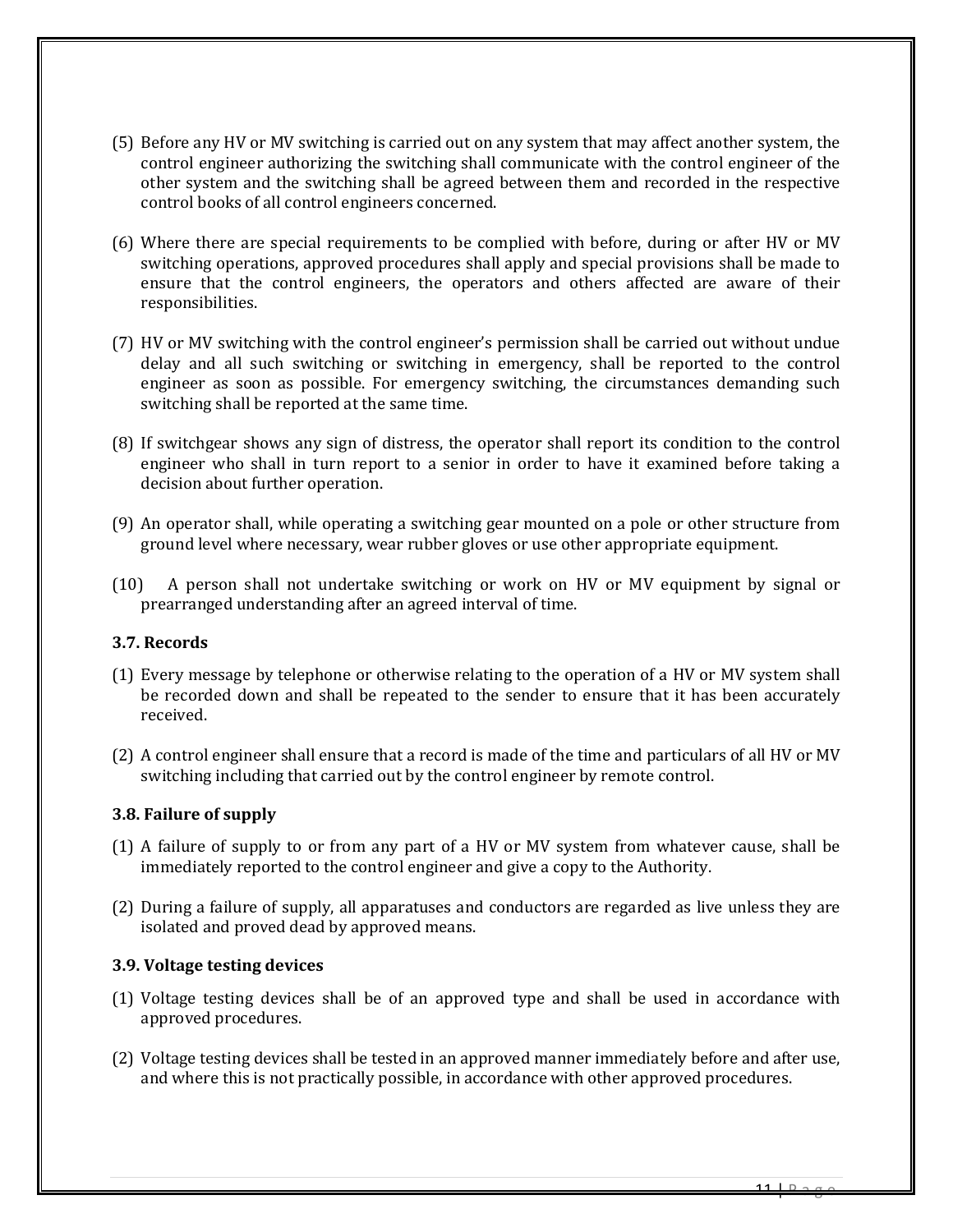(5) Before any HV or MV switching is carried out on any system that may affect another system, the control engineer authorizing the switching shall communicate with the control engineer of the other system and the switching shall be agreed between them and recorded in the respective control books of all control engineers concerned.

(6) Where there are special requirements to be complied with before, during or after HV or MV switching operations, approved procedures shall apply and special provisions shall be made to ensure that the control engineers, the operators and others affected are aware of their responsibilities.

(7) HV or MV switching with the control engineer's permission shall be carried out without undue delay and all such switching or switching in emergency, shall be reported to the control engineer as soon as possible. For emergency switching, the circumstances demanding such switching shall be reported at the same time.

(8) If switchgear shows any sign of distress, the operator shall report its condition to the control engineer who shall in turn report to a senior in order to have it examined before taking a decision about further operation.

(9) An operator shall, while operating a switching gear mounted on a pole or other structure from ground level where necessary, wear rubber gloves or use other appropriate equipment.

(10) A person shall not undertake switching or work on HV or MV equipment by signal or prearranged understanding after an agreed interval of time.

### 3.7. Records

(1) Every message by telephone or otherwise relating to the operation of a HV or MV system shall be recorded down and shall be repeated to the sender to ensure that it has been accurately received.

(2) A control engineer shall ensure that a record is made of the time and particulars of all HV or MV switching including that carried out by the control engineer by remote control.

### 3.8. Failure of supply

(1) A failure of supply to or from any part of a HV or MV system from whatever cause, shall be immediately reported to the control engineer and give a copy to the Authority.

(2) During a failure of supply, all apparatuses and conductors are regarded as live unless they are isolated and proved dead by approved means.

### 3.9. Voltage testing devices

(1) Voltage testing devices shall be of an approved type and shall be used in accordance with approved procedures.

(2) Voltage testing devices shall be tested in an approved manner immediately before and after use, and where this is not practically possible, in accordance with other approved procedures.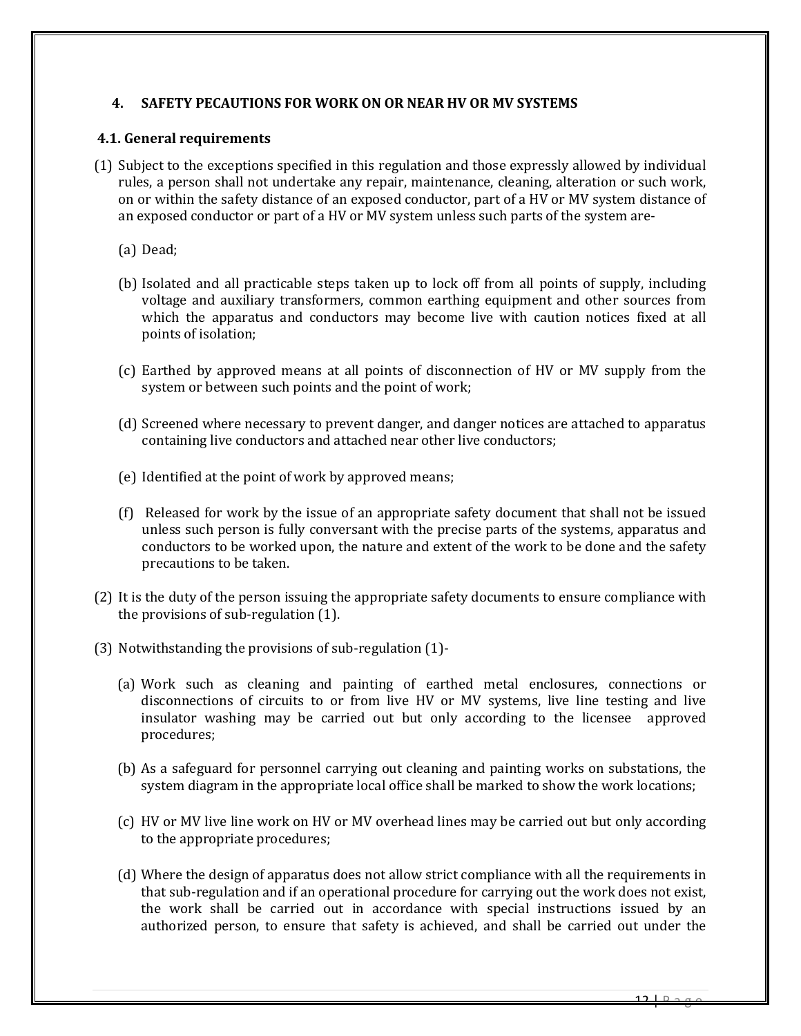## 4. SAFETY PECAUTIONS FOR WORK ON OR NEAR HV OR MV SYSTEMS

### 4.1. General requirements

(1) Subject to the exceptions specified in this regulation and those expressly allowed by individual rules, a person shall not undertake any repair, maintenance, cleaning, alteration or such work, on or within the safety distance of an exposed conductor, part of a HV or MV system distance of an exposed conductor or part of a HV or MV system unless such parts of the system are-

  (a) Dead;

  (b) Isolated and all practicable steps taken up to lock off from all points of supply, including voltage and auxiliary transformers, common earthing equipment and other sources from which the apparatus and conductors may become live with caution notices fixed at all points of isolation;

  (c) Earthed by approved means at all points of disconnection of HV or MV supply from the system or between such points and the point of work;

  (d) Screened where necessary to prevent danger, and danger notices are attached to apparatus containing live conductors and attached near other live conductors;

  (e) Identified at the point of work by approved means;

  (f) Released for work by the issue of an appropriate safety document that shall not be issued unless such person is fully conversant with the precise parts of the systems, apparatus and conductors to be worked upon, the nature and extent of the work to be done and the safety precautions to be taken.

(2) It is the duty of the person issuing the appropriate safety documents to ensure compliance with the provisions of sub-regulation (1).

(3) Notwithstanding the provisions of sub-regulation (1)-

  (a) Work such as cleaning and painting of earthed metal enclosures, connections or disconnections of circuits to or from live HV or MV systems, live line testing and live insulator washing may be carried out but only according to the licensee approved procedures;

  (b) As a safeguard for personnel carrying out cleaning and painting works on substations, the system diagram in the appropriate local office shall be marked to show the work locations;

  (c) HV or MV live line work on HV or MV overhead lines may be carried out but only according to the appropriate procedures;

  (d) Where the design of apparatus does not allow strict compliance with all the requirements in that sub-regulation and if an operational procedure for carrying out the work does not exist, the work shall be carried out in accordance with special instructions issued by an authorized person, to ensure that safety is achieved, and shall be carried out under the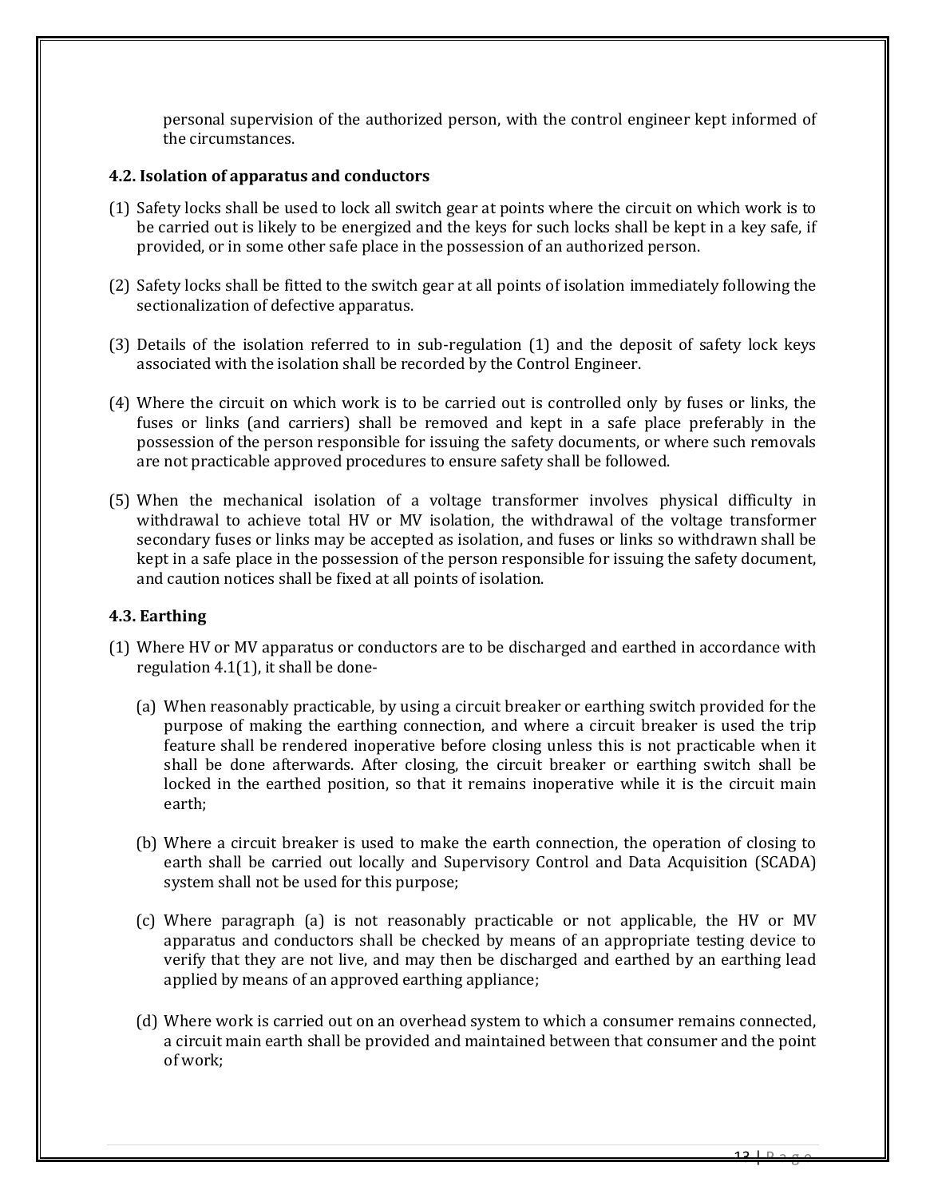personal supervision of the authorized person, with the control engineer kept informed of the circumstances.

### 4.2. Isolation of apparatus and conductors

(1) Safety locks shall be used to lock all switch gear at points where the circuit on which work is to be carried out is likely to be energized and the keys for such locks shall be kept in a key safe, if provided, or in some other safe place in the possession of an authorized person.

(2) Safety locks shall be fitted to the switch gear at all points of isolation immediately following the sectionalization of defective apparatus.

(3) Details of the isolation referred to in sub-regulation (1) and the deposit of safety lock keys associated with the isolation shall be recorded by the Control Engineer.

(4) Where the circuit on which work is to be carried out is controlled only by fuses or links, the fuses or links (and carriers) shall be removed and kept in a safe place preferably in the possession of the person responsible for issuing the safety documents, or where such removals are not practicable approved procedures to ensure safety shall be followed.

(5) When the mechanical isolation of a voltage transformer involves physical difficulty in withdrawal to achieve total HV or MV isolation, the withdrawal of the voltage transformer secondary fuses or links may be accepted as isolation, and fuses or links so withdrawn shall be kept in a safe place in the possession of the person responsible for issuing the safety document, and caution notices shall be fixed at all points of isolation.

### 4.3. Earthing

(1) Where HV or MV apparatus or conductors are to be discharged and earthed in accordance with regulation 4.1(1), it shall be done-

(a) When reasonably practicable, by using a circuit breaker or earthing switch provided for the purpose of making the earthing connection, and where a circuit breaker is used the trip feature shall be rendered inoperative before closing unless this is not practicable when it shall be done afterwards. After closing, the circuit breaker or earthing switch shall be locked in the earthed position, so that it remains inoperative while it is the circuit main earth;

(b) Where a circuit breaker is used to make the earth connection, the operation of closing to earth shall be carried out locally and Supervisory Control and Data Acquisition (SCADA) system shall not be used for this purpose;

(c) Where paragraph (a) is not reasonably practicable or not applicable, the HV or MV apparatus and conductors shall be checked by means of an appropriate testing device to verify that they are not live, and may then be discharged and earthed by an earthing lead applied by means of an approved earthing appliance;

(d) Where work is carried out on an overhead system to which a consumer remains connected, a circuit main earth shall be provided and maintained between that consumer and the point of work;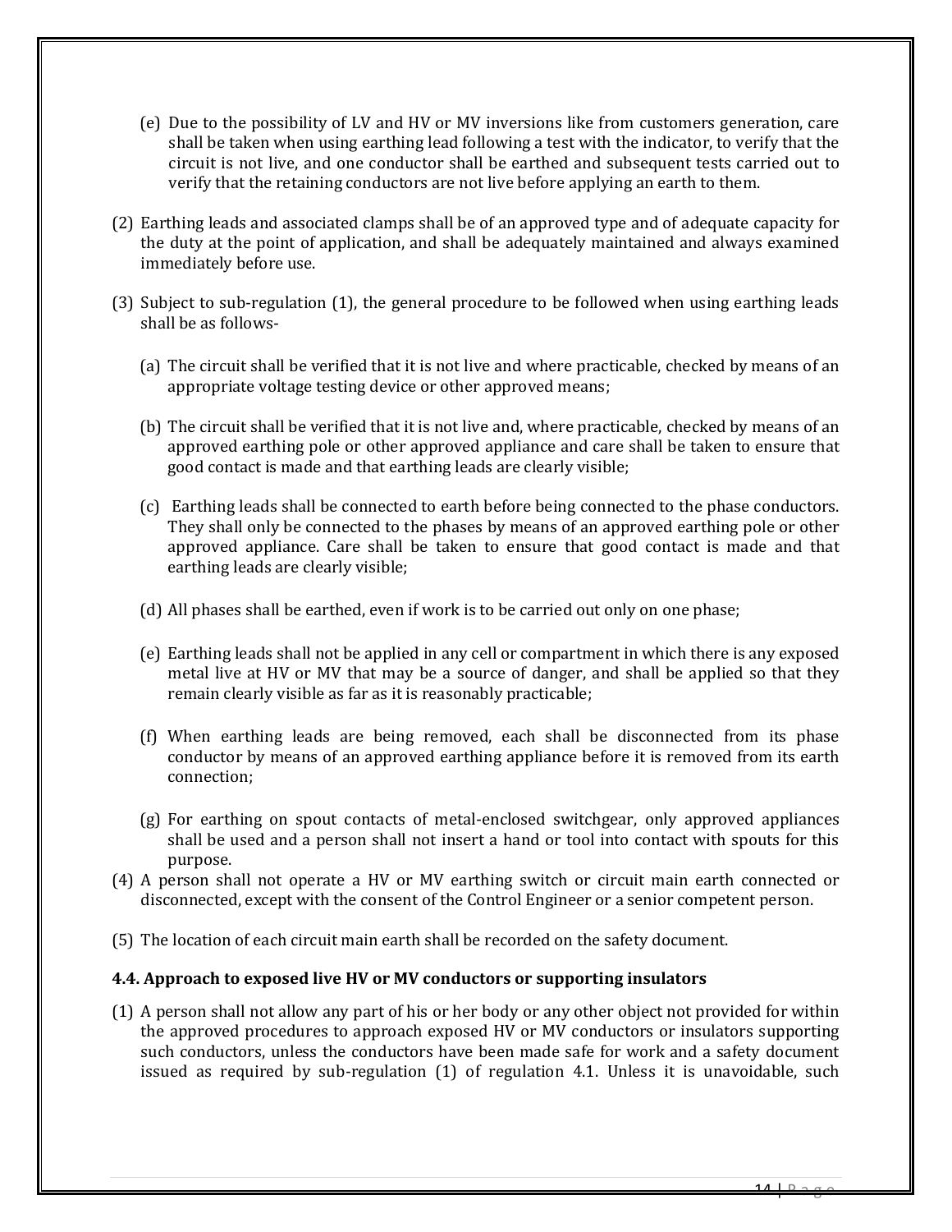(e) Due to the possibility of LV and HV or MV inversions like from customers generation, care shall be taken when using earthing lead following a test with the indicator, to verify that the circuit is not live, and one conductor shall be earthed and subsequent tests carried out to verify that the retaining conductors are not live before applying an earth to them.

(2) Earthing leads and associated clamps shall be of an approved type and of adequate capacity for the duty at the point of application, and shall be adequately maintained and always examined immediately before use.

(3) Subject to sub-regulation (1), the general procedure to be followed when using earthing leads shall be as follows-

(a) The circuit shall be verified that it is not live and where practicable, checked by means of an appropriate voltage testing device or other approved means;

(b) The circuit shall be verified that it is not live and, where practicable, checked by means of an approved earthing pole or other approved appliance and care shall be taken to ensure that good contact is made and that earthing leads are clearly visible;

(c) Earthing leads shall be connected to earth before being connected to the phase conductors. They shall only be connected to the phases by means of an approved earthing pole or other approved appliance. Care shall be taken to ensure that good contact is made and that earthing leads are clearly visible;

(d) All phases shall be earthed, even if work is to be carried out only on one phase;

(e) Earthing leads shall not be applied in any cell or compartment in which there is any exposed metal live at HV or MV that may be a source of danger, and shall be applied so that they remain clearly visible as far as it is reasonably practicable;

(f) When earthing leads are being removed, each shall be disconnected from its phase conductor by means of an approved earthing appliance before it is removed from its earth connection;

(g) For earthing on spout contacts of metal-enclosed switchgear, only approved appliances shall be used and a person shall not insert a hand or tool into contact with spouts for this purpose.

(4) A person shall not operate a HV or MV earthing switch or circuit main earth connected or disconnected, except with the consent of the Control Engineer or a senior competent person.

(5) The location of each circuit main earth shall be recorded on the safety document.

### 4.4. Approach to exposed live HV or MV conductors or supporting insulators

(1) A person shall not allow any part of his or her body or any other object not provided for within the approved procedures to approach exposed HV or MV conductors or insulators supporting such conductors, unless the conductors have been made safe for work and a safety document issued as required by sub-regulation (1) of regulation 4.1. Unless it is unavoidable, such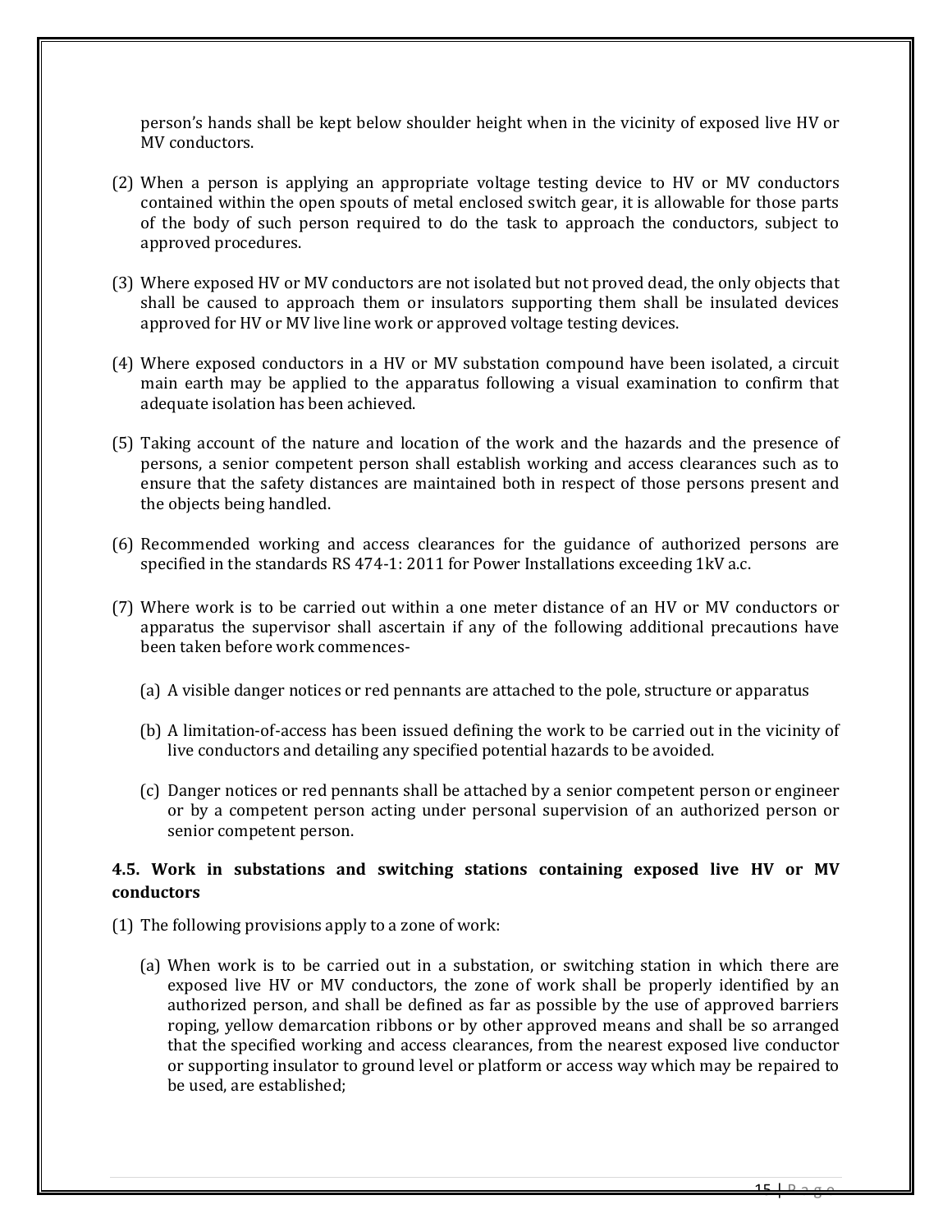person's hands shall be kept below shoulder height when in the vicinity of exposed live HV or MV conductors.

(2) When a person is applying an appropriate voltage testing device to HV or MV conductors contained within the open spouts of metal enclosed switch gear, it is allowable for those parts of the body of such person required to do the task to approach the conductors, subject to approved procedures.

(3) Where exposed HV or MV conductors are not isolated but not proved dead, the only objects that shall be caused to approach them or insulators supporting them shall be insulated devices approved for HV or MV live line work or approved voltage testing devices.

(4) Where exposed conductors in a HV or MV substation compound have been isolated, a circuit main earth may be applied to the apparatus following a visual examination to confirm that adequate isolation has been achieved.

(5) Taking account of the nature and location of the work and the hazards and the presence of persons, a senior competent person shall establish working and access clearances such as to ensure that the safety distances are maintained both in respect of those persons present and the objects being handled.

(6) Recommended working and access clearances for the guidance of authorized persons are specified in the standards RS 474-1: 2011 for Power Installations exceeding 1kV a.c.

(7) Where work is to be carried out within a one meter distance of an HV or MV conductors or apparatus the supervisor shall ascertain if any of the following additional precautions have been taken before work commences-

(a) A visible danger notices or red pennants are attached to the pole, structure or apparatus

(b) A limitation-of-access has been issued defining the work to be carried out in the vicinity of live conductors and detailing any specified potential hazards to be avoided.

(c) Danger notices or red pennants shall be attached by a senior competent person or engineer or by a competent person acting under personal supervision of an authorized person or senior competent person.

### 4.5. Work in substations and switching stations containing exposed live HV or MV conductors

(1) The following provisions apply to a zone of work:

(a) When work is to be carried out in a substation, or switching station in which there are exposed live HV or MV conductors, the zone of work shall be properly identified by an authorized person, and shall be defined as far as possible by the use of approved barriers roping, yellow demarcation ribbons or by other approved means and shall be so arranged that the specified working and access clearances, from the nearest exposed live conductor or supporting insulator to ground level or platform or access way which may be repaired to be used, are established;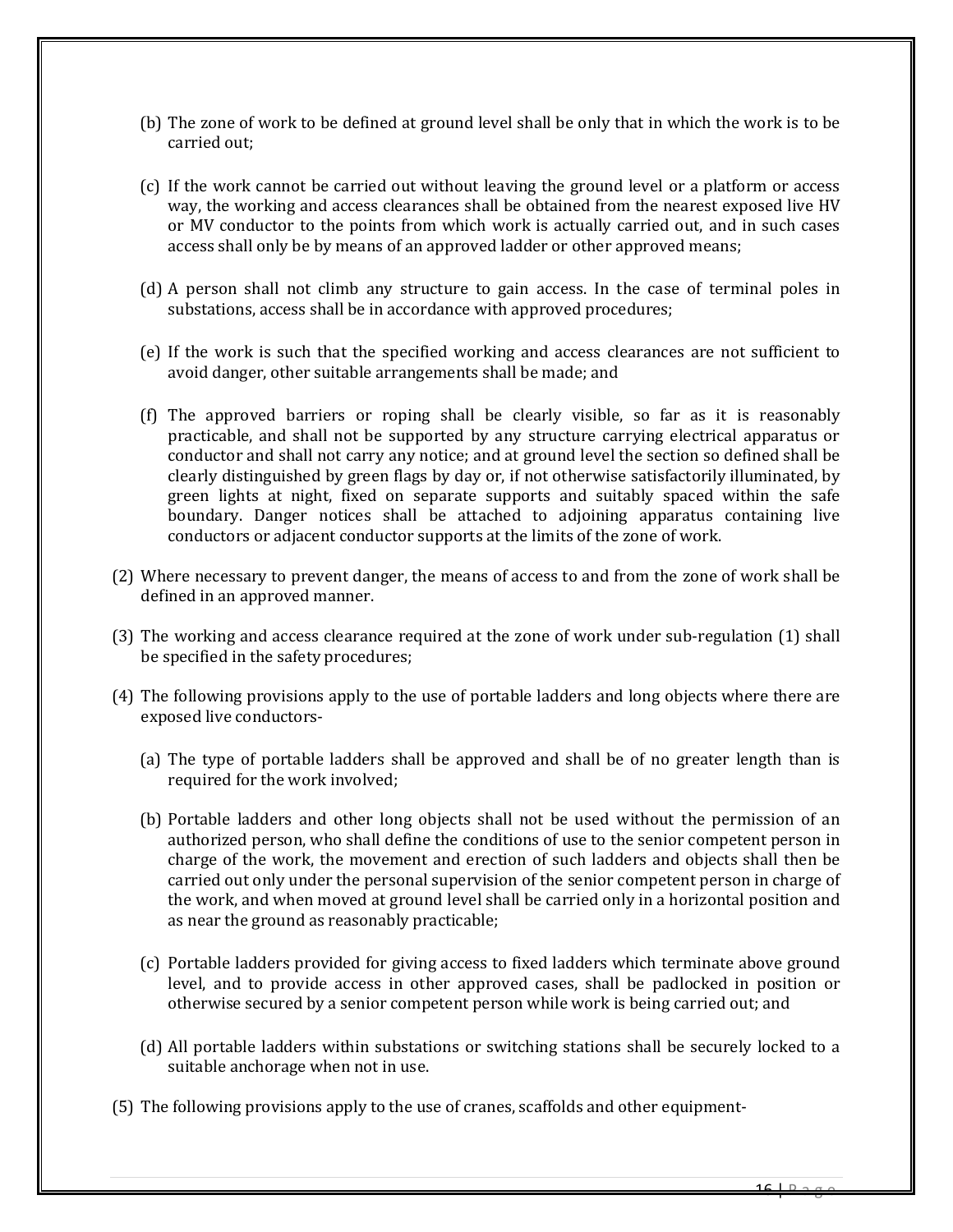(b) The zone of work to be defined at ground level shall be only that in which the work is to be carried out;

(c) If the work cannot be carried out without leaving the ground level or a platform or access way, the working and access clearances shall be obtained from the nearest exposed live HV or MV conductor to the points from which work is actually carried out, and in such cases access shall only be by means of an approved ladder or other approved means;

(d) A person shall not climb any structure to gain access. In the case of terminal poles in substations, access shall be in accordance with approved procedures;

(e) If the work is such that the specified working and access clearances are not sufficient to avoid danger, other suitable arrangements shall be made; and

(f) The approved barriers or roping shall be clearly visible, so far as it is reasonably practicable, and shall not be supported by any structure carrying electrical apparatus or conductor and shall not carry any notice; and at ground level the section so defined shall be clearly distinguished by green flags by day or, if not otherwise satisfactorily illuminated, by green lights at night, fixed on separate supports and suitably spaced within the safe boundary. Danger notices shall be attached to adjoining apparatus containing live conductors or adjacent conductor supports at the limits of the zone of work.

(2) Where necessary to prevent danger, the means of access to and from the zone of work shall be defined in an approved manner.

(3) The working and access clearance required at the zone of work under sub-regulation (1) shall be specified in the safety procedures;

(4) The following provisions apply to the use of portable ladders and long objects where there are exposed live conductors-

(a) The type of portable ladders shall be approved and shall be of no greater length than is required for the work involved;

(b) Portable ladders and other long objects shall not be used without the permission of an authorized person, who shall define the conditions of use to the senior competent person in charge of the work, the movement and erection of such ladders and objects shall then be carried out only under the personal supervision of the senior competent person in charge of the work, and when moved at ground level shall be carried only in a horizontal position and as near the ground as reasonably practicable;

(c) Portable ladders provided for giving access to fixed ladders which terminate above ground level, and to provide access in other approved cases, shall be padlocked in position or otherwise secured by a senior competent person while work is being carried out; and

(d) All portable ladders within substations or switching stations shall be securely locked to a suitable anchorage when not in use.

(5) The following provisions apply to the use of cranes, scaffolds and other equipment-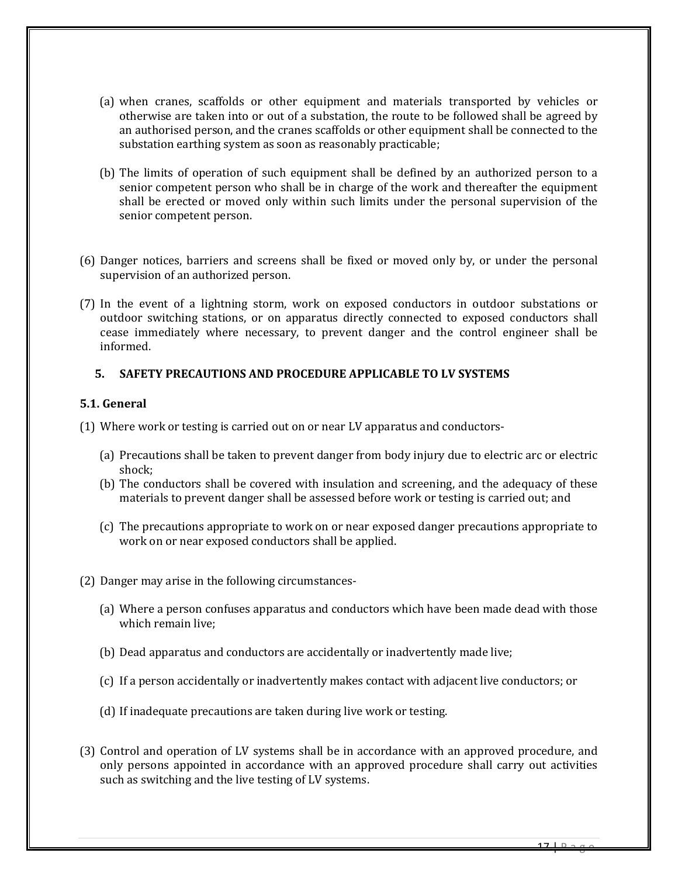(a) when cranes, scaffolds or other equipment and materials transported by vehicles or otherwise are taken into or out of a substation, the route to be followed shall be agreed by an authorised person, and the cranes scaffolds or other equipment shall be connected to the substation earthing system as soon as reasonably practicable;

(b) The limits of operation of such equipment shall be defined by an authorized person to a senior competent person who shall be in charge of the work and thereafter the equipment shall be erected or moved only within such limits under the personal supervision of the senior competent person.

(6) Danger notices, barriers and screens shall be fixed or moved only by, or under the personal supervision of an authorized person.

(7) In the event of a lightning storm, work on exposed conductors in outdoor substations or outdoor switching stations, or on apparatus directly connected to exposed conductors shall cease immediately where necessary, to prevent danger and the control engineer shall be informed.

## 5. SAFETY PRECAUTIONS AND PROCEDURE APPLICABLE TO LV SYSTEMS

### 5.1. General

(1) Where work or testing is carried out on or near LV apparatus and conductors-

(a) Precautions shall be taken to prevent danger from body injury due to electric arc or electric shock;

(b) The conductors shall be covered with insulation and screening, and the adequacy of these materials to prevent danger shall be assessed before work or testing is carried out; and

(c) The precautions appropriate to work on or near exposed danger precautions appropriate to work on or near exposed conductors shall be applied.

(2) Danger may arise in the following circumstances-

(a) Where a person confuses apparatus and conductors which have been made dead with those which remain live;

(b) Dead apparatus and conductors are accidentally or inadvertently made live;

(c) If a person accidentally or inadvertently makes contact with adjacent live conductors; or

(d) If inadequate precautions are taken during live work or testing.

(3) Control and operation of LV systems shall be in accordance with an approved procedure, and only persons appointed in accordance with an approved procedure shall carry out activities such as switching and the live testing of LV systems.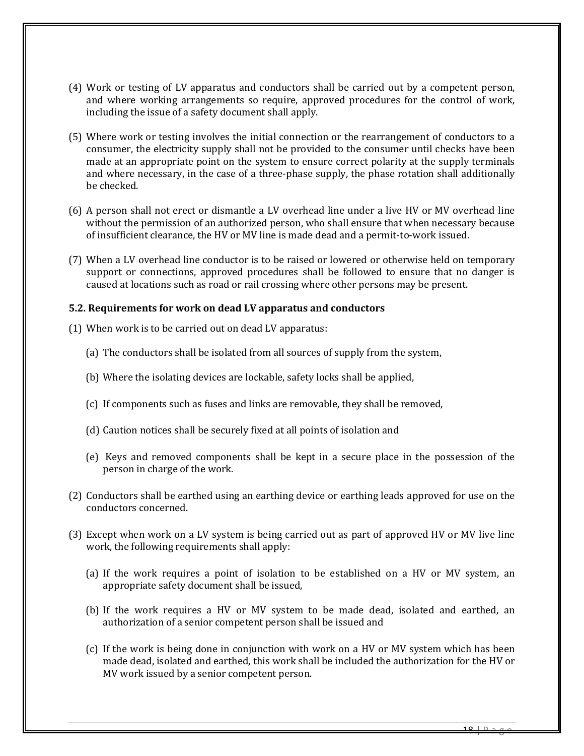(4) Work or testing of LV apparatus and conductors shall be carried out by a competent person, and where working arrangements so require, approved procedures for the control of work, including the issue of a safety document shall apply.

(5) Where work or testing involves the initial connection or the rearrangement of conductors to a consumer, the electricity supply shall not be provided to the consumer until checks have been made at an appropriate point on the system to ensure correct polarity at the supply terminals and where necessary, in the case of a three-phase supply, the phase rotation shall additionally be checked.

(6) A person shall not erect or dismantle a LV overhead line under a live HV or MV overhead line without the permission of an authorized person, who shall ensure that when necessary because of insufficient clearance, the HV or MV line is made dead and a permit-to-work issued.

(7) When a LV overhead line conductor is to be raised or lowered or otherwise held on temporary support or connections, approved procedures shall be followed to ensure that no danger is caused at locations such as road or rail crossing where other persons may be present.

### 5.2. Requirements for work on dead LV apparatus and conductors

(1) When work is to be carried out on dead LV apparatus:

   (a) The conductors shall be isolated from all sources of supply from the system,

   (b) Where the isolating devices are lockable, safety locks shall be applied,

   (c) If components such as fuses and links are removable, they shall be removed,

   (d) Caution notices shall be securely fixed at all points of isolation and

   (e) Keys and removed components shall be kept in a secure place in the possession of the person in charge of the work.

(2) Conductors shall be earthed using an earthing device or earthing leads approved for use on the conductors concerned.

(3) Except when work on a LV system is being carried out as part of approved HV or MV live line work, the following requirements shall apply:

   (a) If the work requires a point of isolation to be established on a HV or MV system, an appropriate safety document shall be issued,

   (b) If the work requires a HV or MV system to be made dead, isolated and earthed, an authorization of a senior competent person shall be issued and

   (c) If the work is being done in conjunction with work on a HV or MV system which has been made dead, isolated and earthed, this work shall be included the authorization for the HV or MV work issued by a senior competent person.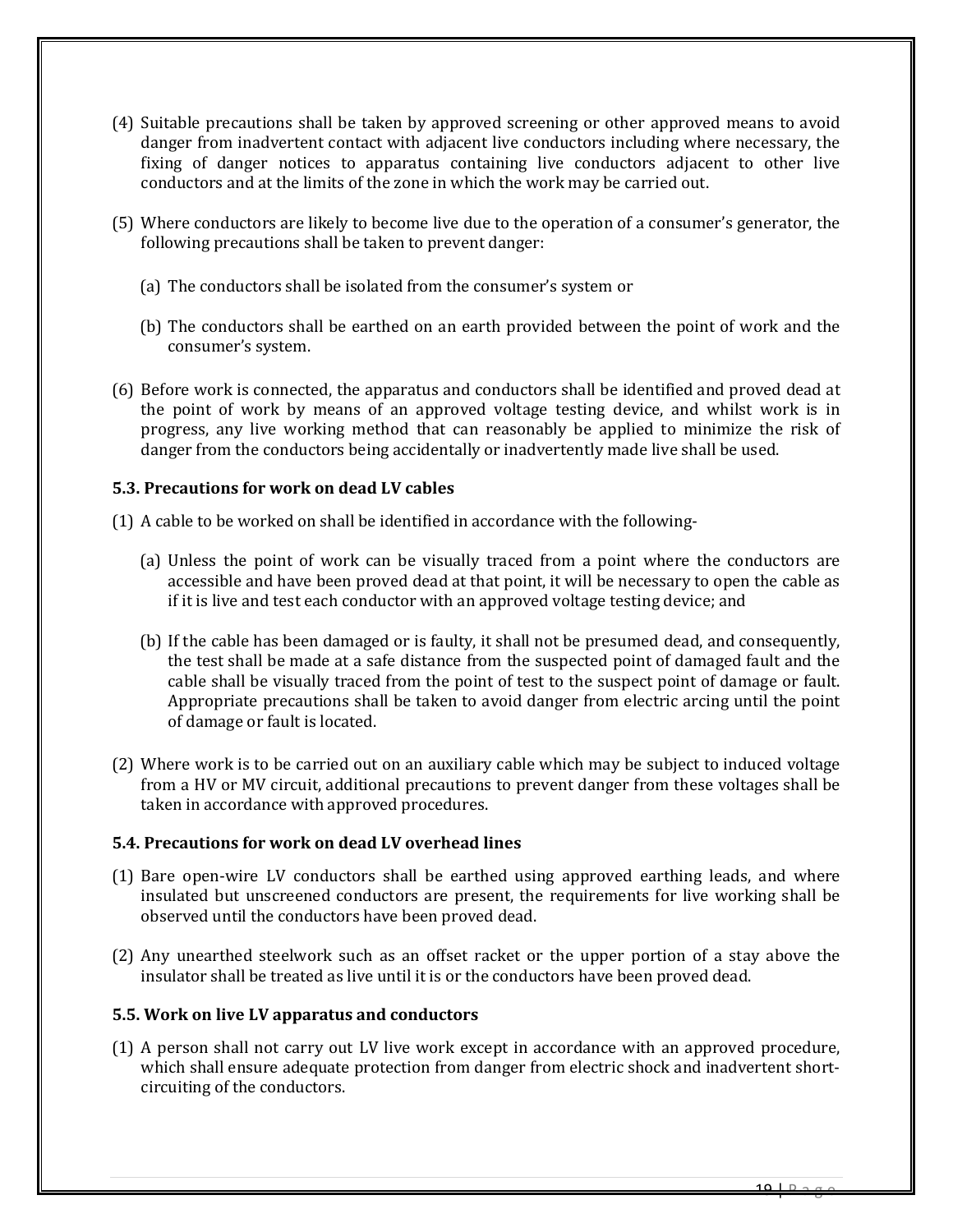(4) Suitable precautions shall be taken by approved screening or other approved means to avoid danger from inadvertent contact with adjacent live conductors including where necessary, the fixing of danger notices to apparatus containing live conductors adjacent to other live conductors and at the limits of the zone in which the work may be carried out.

(5) Where conductors are likely to become live due to the operation of a consumer's generator, the following precautions shall be taken to prevent danger:

   (a) The conductors shall be isolated from the consumer's system or

   (b) The conductors shall be earthed on an earth provided between the point of work and the consumer's system.

(6) Before work is connected, the apparatus and conductors shall be identified and proved dead at the point of work by means of an approved voltage testing device, and whilst work is in progress, any live working method that can reasonably be applied to minimize the risk of danger from the conductors being accidentally or inadvertently made live shall be used.

### 5.3. Precautions for work on dead LV cables

(1) A cable to be worked on shall be identified in accordance with the following-

   (a) Unless the point of work can be visually traced from a point where the conductors are accessible and have been proved dead at that point, it will be necessary to open the cable as if it is live and test each conductor with an approved voltage testing device; and

   (b) If the cable has been damaged or is faulty, it shall not be presumed dead, and consequently, the test shall be made at a safe distance from the suspected point of damaged fault and the cable shall be visually traced from the point of test to the suspect point of damage or fault. Appropriate precautions shall be taken to avoid danger from electric arcing until the point of damage or fault is located.

(2) Where work is to be carried out on an auxiliary cable which may be subject to induced voltage from a HV or MV circuit, additional precautions to prevent danger from these voltages shall be taken in accordance with approved procedures.

### 5.4. Precautions for work on dead LV overhead lines

(1) Bare open-wire LV conductors shall be earthed using approved earthing leads, and where insulated but unscreened conductors are present, the requirements for live working shall be observed until the conductors have been proved dead.

(2) Any unearthed steelwork such as an offset racket or the upper portion of a stay above the insulator shall be treated as live until it is or the conductors have been proved dead.

### 5.5. Work on live LV apparatus and conductors

(1) A person shall not carry out LV live work except in accordance with an approved procedure, which shall ensure adequate protection from danger from electric shock and inadvertent short-circuiting of the conductors.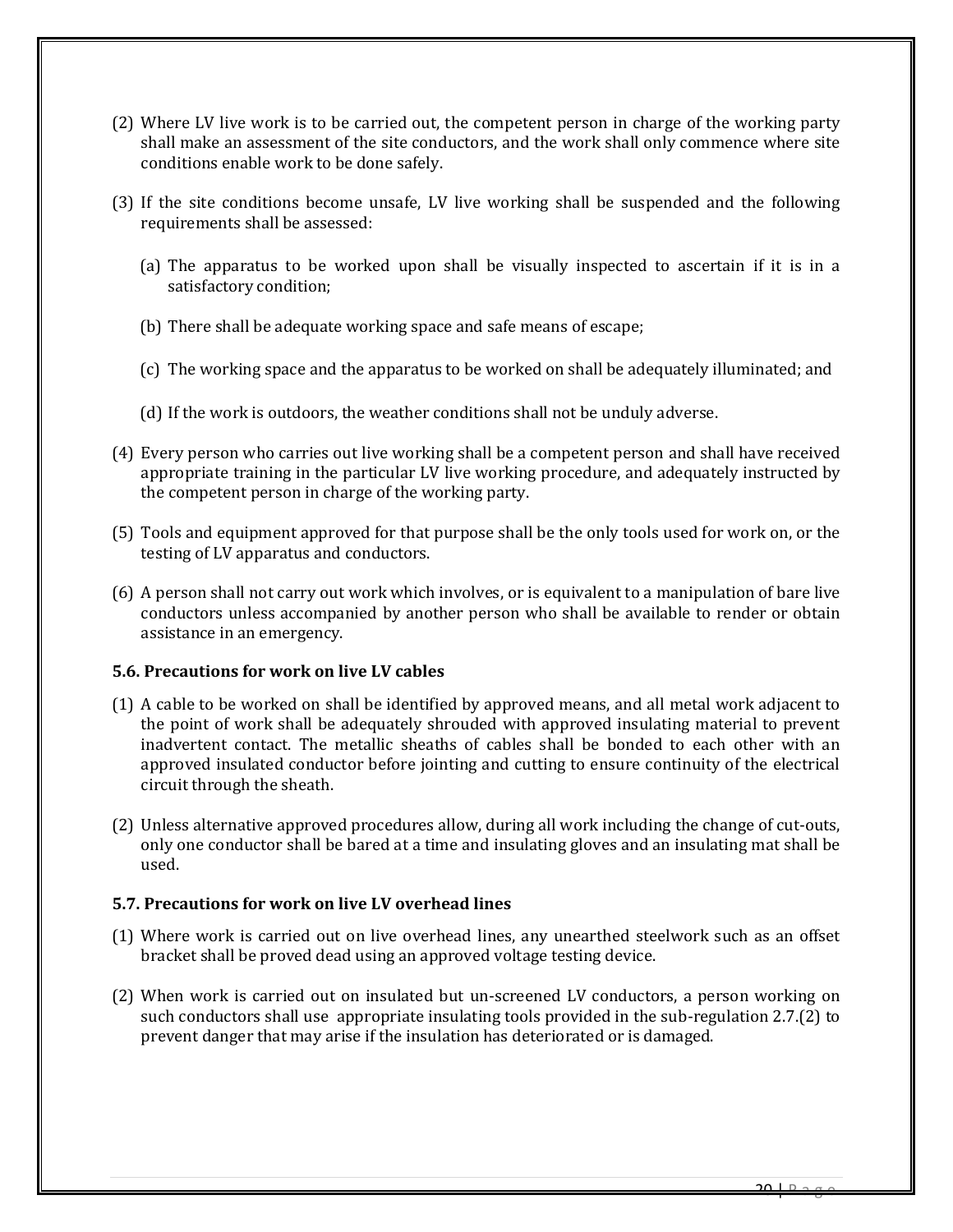(2) Where LV live work is to be carried out, the competent person in charge of the working party shall make an assessment of the site conductors, and the work shall only commence where site conditions enable work to be done safely.

(3) If the site conditions become unsafe, LV live working shall be suspended and the following requirements shall be assessed:

   (a) The apparatus to be worked upon shall be visually inspected to ascertain if it is in a satisfactory condition;

   (b) There shall be adequate working space and safe means of escape;

   (c) The working space and the apparatus to be worked on shall be adequately illuminated; and

   (d) If the work is outdoors, the weather conditions shall not be unduly adverse.

(4) Every person who carries out live working shall be a competent person and shall have received appropriate training in the particular LV live working procedure, and adequately instructed by the competent person in charge of the working party.

(5) Tools and equipment approved for that purpose shall be the only tools used for work on, or the testing of LV apparatus and conductors.

(6) A person shall not carry out work which involves, or is equivalent to a manipulation of bare live conductors unless accompanied by another person who shall be available to render or obtain assistance in an emergency.

**5.6. Precautions for work on live LV cables**

(1) A cable to be worked on shall be identified by approved means, and all metal work adjacent to the point of work shall be adequately shrouded with approved insulating material to prevent inadvertent contact. The metallic sheaths of cables shall be bonded to each other with an approved insulated conductor before jointing and cutting to ensure continuity of the electrical circuit through the sheath.

(2) Unless alternative approved procedures allow, during all work including the change of cut-outs, only one conductor shall be bared at a time and insulating gloves and an insulating mat shall be used.

**5.7. Precautions for work on live LV overhead lines**

(1) Where work is carried out on live overhead lines, any unearthed steelwork such as an offset bracket shall be proved dead using an approved voltage testing device.

(2) When work is carried out on insulated but un-screened LV conductors, a person working on such conductors shall use appropriate insulating tools provided in the sub-regulation 2.7.(2) to prevent danger that may arise if the insulation has deteriorated or is damaged.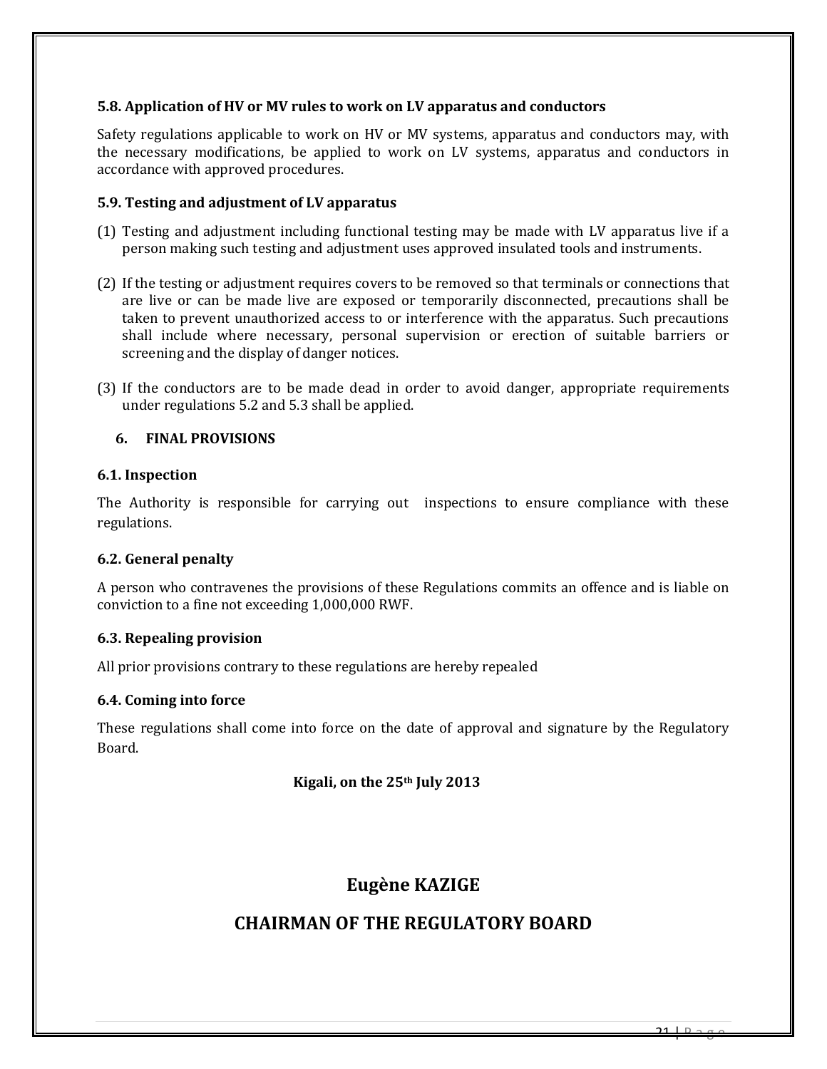### 5.8. Application of HV or MV rules to work on LV apparatus and conductors

Safety regulations applicable to work on HV or MV systems, apparatus and conductors may, with the necessary modifications, be applied to work on LV systems, apparatus and conductors in accordance with approved procedures.

### 5.9. Testing and adjustment of LV apparatus

(1) Testing and adjustment including functional testing may be made with LV apparatus live if a person making such testing and adjustment uses approved insulated tools and instruments.

(2) If the testing or adjustment requires covers to be removed so that terminals or connections that are live or can be made live are exposed or temporarily disconnected, precautions shall be taken to prevent unauthorized access to or interference with the apparatus. Such precautions shall include where necessary, personal supervision or erection of suitable barriers or screening and the display of danger notices.

(3) If the conductors are to be made dead in order to avoid danger, appropriate requirements under regulations 5.2 and 5.3 shall be applied.

## 6. FINAL PROVISIONS

### 6.1. Inspection

The Authority is responsible for carrying out inspections to ensure compliance with these regulations.

### 6.2. General penalty

A person who contravenes the provisions of these Regulations commits an offence and is liable on conviction to a fine not exceeding 1,000,000 RWF.

### 6.3. Repealing provision

All prior provisions contrary to these regulations are hereby repealed

### 6.4. Coming into force

These regulations shall come into force on the date of approval and signature by the Regulatory Board.

**Kigali, on the 25th July 2013**

**Eugène KAZIGE**

**CHAIRMAN OF THE REGULATORY BOARD**